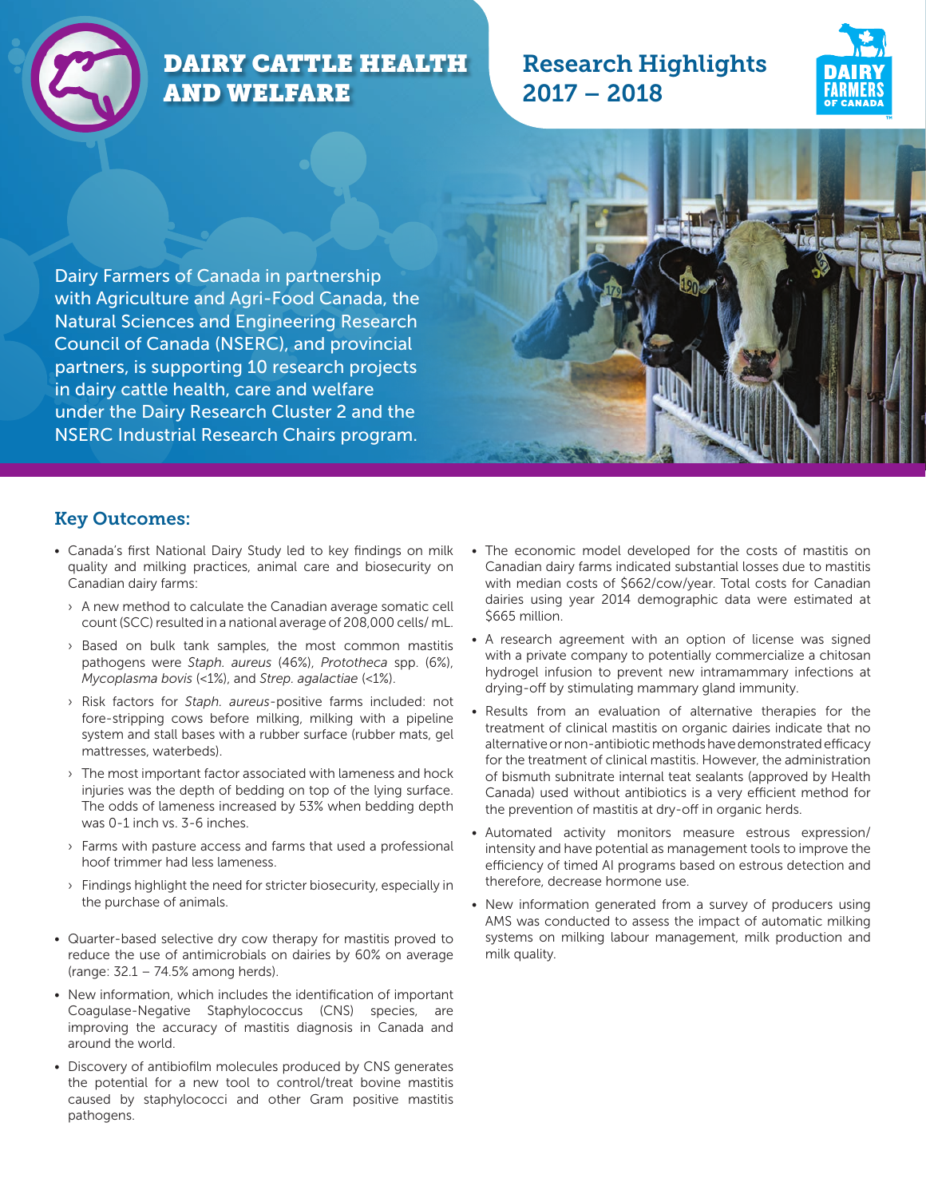# DAIRY CATTLE HEALTH AND WELFARE

## Research Highlights 2017 – 2018

DAIRY FARMERS OF CANADA

Dairy Farmers of Canada in partnership with Agriculture and Agri-Food Canada, the Natural Sciences and Engineering Research Council of Canada (NSERC), and provincial partners, is supporting 10 research projects in dairy cattle health, care and welfare under the Dairy Research Cluster 2 and the NSERC Industrial Research Chairs program.

## Key Outcomes:

- Canada's first National Dairy Study led to key findings on milk quality and milking practices, animal care and biosecurity on Canadian dairy farms:
  - A new method to calculate the Canadian average somatic cell count (SCC) resulted in a national average of 208,000 cells/ mL.
  - Based on bulk tank samples, the most common mastitis pathogens were *Staph. aureus* (46%), *Prototheca* spp. (6%), *Mycoplasma bovis* (<1%), and *Strep. agalactiae* (<1%).
  - Risk factors for *Staph. aureus*-positive farms included: not fore-stripping cows before milking, milking with a pipeline system and stall bases with a rubber surface (rubber mats, gel mattresses, waterbeds).
  - The most important factor associated with lameness and hock injuries was the depth of bedding on top of the lying surface. The odds of lameness increased by 53% when bedding depth was 0-1 inch vs. 3-6 inches.
  - Farms with pasture access and farms that used a professional hoof trimmer had less lameness.
  - Findings highlight the need for stricter biosecurity, especially in the purchase of animals.
- Quarter-based selective dry cow therapy for mastitis proved to reduce the use of antimicrobials on dairies by 60% on average (range: 32.1 – 74.5% among herds).
- New information, which includes the identification of important Coagulase-Negative Staphylococcus (CNS) species, are improving the accuracy of mastitis diagnosis in Canada and around the world.
- Discovery of antibiofilm molecules produced by CNS generates the potential for a new tool to control/treat bovine mastitis caused by staphylococci and other Gram positive mastitis pathogens.
- The economic model developed for the costs of mastitis on Canadian dairy farms indicated substantial losses due to mastitis with median costs of $662/cow/year. Total costs for Canadian dairies using year 2014 demographic data were estimated at $665 million.
- A research agreement with an option of license was signed with a private company to potentially commercialize a chitosan hydrogel infusion to prevent new intramammary infections at drying-off by stimulating mammary gland immunity.
- Results from an evaluation of alternative therapies for the treatment of clinical mastitis on organic dairies indicate that no alternative or non-antibiotic methods have demonstrated efficacy for the treatment of clinical mastitis. However, the administration of bismuth subnitrate internal teat sealants (approved by Health Canada) used without antibiotics is a very efficient method for the prevention of mastitis at dry-off in organic herds.
- Automated activity monitors measure estrous expression/ intensity and have potential as management tools to improve the efficiency of timed AI programs based on estrous detection and therefore, decrease hormone use.
- New information generated from a survey of producers using AMS was conducted to assess the impact of automatic milking systems on milking labour management, milk production and milk quality.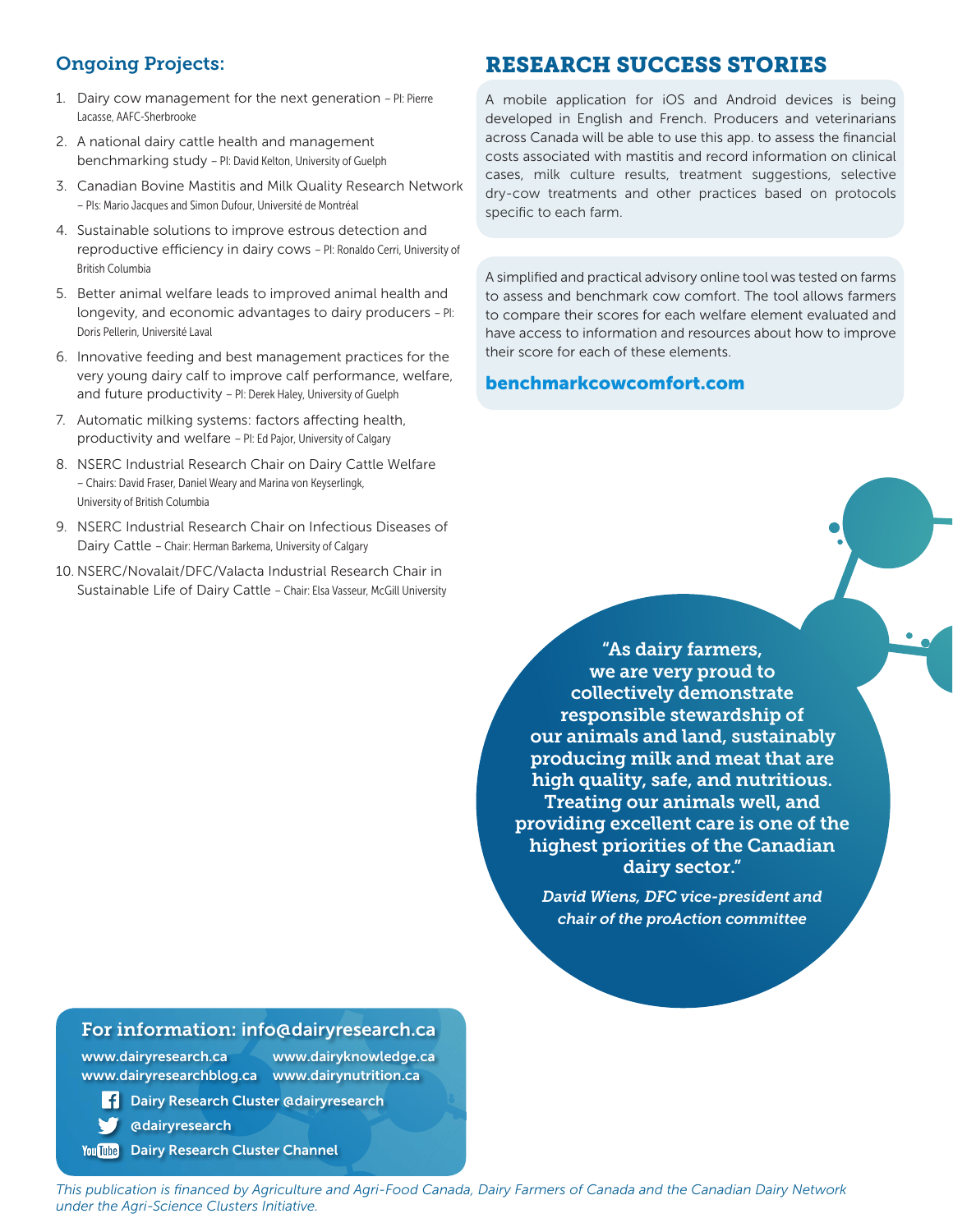## Ongoing Projects:

1. Dairy cow management for the next generation – PI: Pierre Lacasse, AAFC-Sherbrooke
2. A national dairy cattle health and management benchmarking study – PI: David Kelton, University of Guelph
3. Canadian Bovine Mastitis and Milk Quality Research Network – PIs: Mario Jacques and Simon Dufour, Université de Montréal
4. Sustainable solutions to improve estrous detection and reproductive efficiency in dairy cows – PI: Ronaldo Cerri, University of British Columbia
5. Better animal welfare leads to improved animal health and longevity, and economic advantages to dairy producers – PI: Doris Pellerin, Université Laval
6. Innovative feeding and best management practices for the very young dairy calf to improve calf performance, welfare, and future productivity – PI: Derek Haley, University of Guelph
7. Automatic milking systems: factors affecting health, productivity and welfare – PI: Ed Pajor, University of Calgary
8. NSERC Industrial Research Chair on Dairy Cattle Welfare – Chairs: David Fraser, Daniel Weary and Marina von Keyserlingk, University of British Columbia
9. NSERC Industrial Research Chair on Infectious Diseases of Dairy Cattle – Chair: Herman Barkema, University of Calgary
10. NSERC/Novalait/DFC/Valacta Industrial Research Chair in Sustainable Life of Dairy Cattle – Chair: Elsa Vasseur, McGill University

## RESEARCH SUCCESS STORIES

A mobile application for iOS and Android devices is being developed in English and French. Producers and veterinarians across Canada will be able to use this app. to assess the financial costs associated with mastitis and record information on clinical cases, milk culture results, treatment suggestions, selective dry-cow treatments and other practices based on protocols specific to each farm.

A simplified and practical advisory online tool was tested on farms to assess and benchmark cow comfort. The tool allows farmers to compare their scores for each welfare element evaluated and have access to information and resources about how to improve their score for each of these elements.

**benchmarkcowcomfort.com**

**"As dairy farmers, we are very proud to collectively demonstrate responsible stewardship of our animals and land, sustainably producing milk and meat that are high quality, safe, and nutritious. Treating our animals well, and providing excellent care is one of the highest priorities of the Canadian dairy sector."**

*David Wiens, DFC vice-president and chair of the proAction committee*

**For information: info@dairyresearch.ca**

www.dairyresearch.ca
www.dairyknowledge.ca
www.dairyresearchblog.ca
www.dairynutrition.ca

Dairy Research Cluster @dairyresearch

@dairyresearch

Dairy Research Cluster Channel

*This publication is financed by Agriculture and Agri-Food Canada, Dairy Farmers of Canada and the Canadian Dairy Network under the Agri-Science Clusters Initiative.*